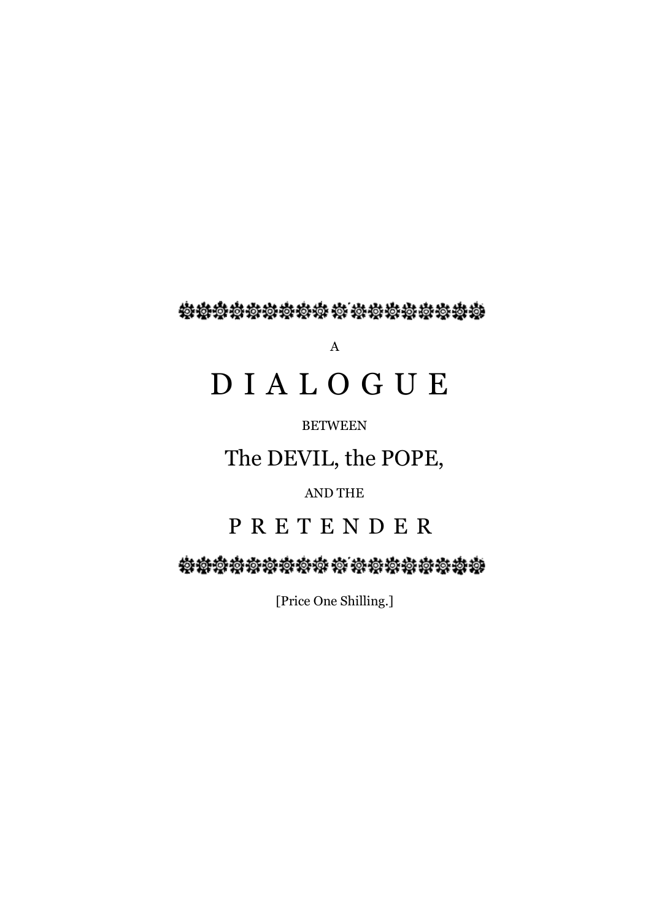A

# DIALOGUE

BETWEEN

## The DEVIL, the POPE,

AND THE

## PRETENDER

[Price One Shilling.]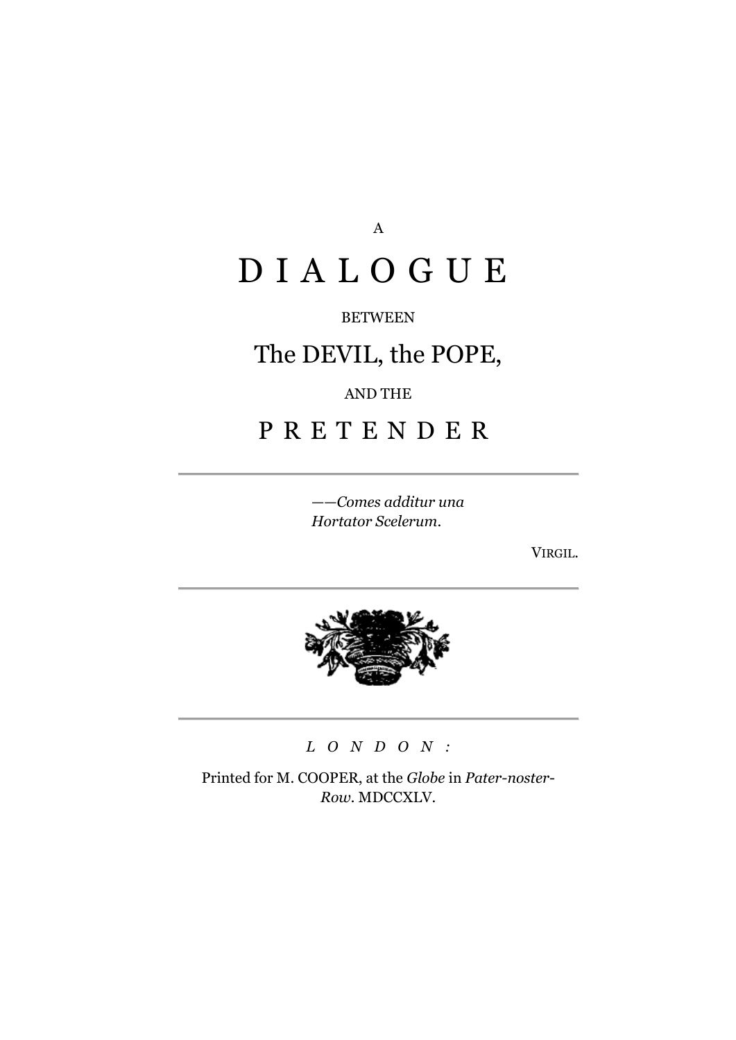A

# DIALOGUE

BETWEEN

## The DEVIL, the POPE,

AND THE

## PRETENDER

---

*——Comes additur una*
*Hortator Scelerum.*

VIRGIL.

---

---

*LONDON:*

Printed for M. COOPER, at the *Globe* in *Pater-noster-Row*. MDCCXLV.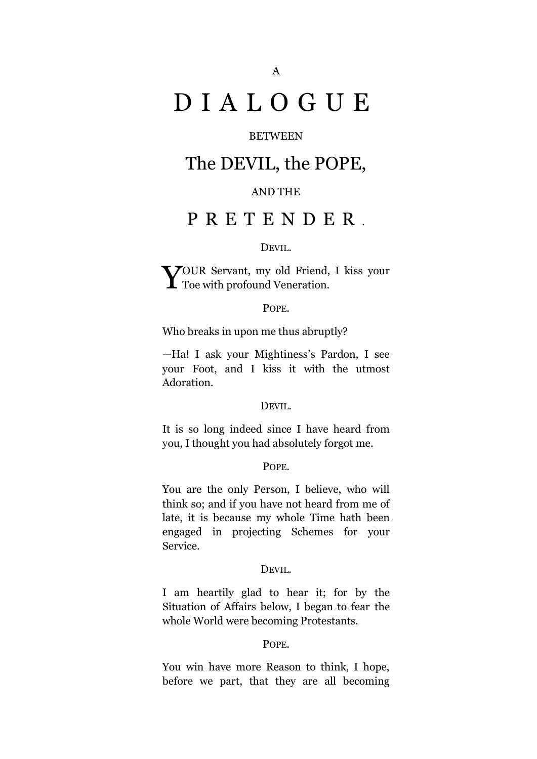A

# DIALOGUE

BETWEEN

## The DEVIL, the POPE,

AND THE

## PRETENDER.

DEVIL.

YOUR Servant, my old Friend, I kiss your Toe with profound Veneration.

POPE.

Who breaks in upon me thus abruptly?

—Ha! I ask your Mightiness's Pardon, I see your Foot, and I kiss it with the utmost Adoration.

DEVIL.

It is so long indeed since I have heard from you, I thought you had absolutely forgot me.

POPE.

You are the only Person, I believe, who will think so; and if you have not heard from me of late, it is because my whole Time hath been engaged in projecting Schemes for your Service.

DEVIL.

I am heartily glad to hear it; for by the Situation of Affairs below, I began to fear the whole World were becoming Protestants.

POPE.

You win have more Reason to think, I hope, before we part, that they are all becoming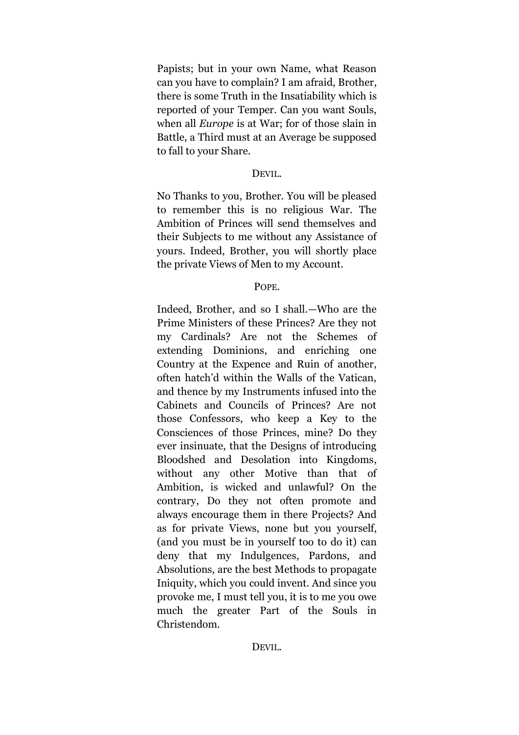Papists; but in your own Name, what Reason can you have to complain? I am afraid, Brother, there is some Truth in the Insatiability which is reported of your Temper. Can you want Souls, when all *Europe* is at War; for of those slain in Battle, a Third must at an Average be supposed to fall to your Share.

DEVIL.

No Thanks to you, Brother. You will be pleased to remember this is no religious War. The Ambition of Princes will send themselves and their Subjects to me without any Assistance of yours. Indeed, Brother, you will shortly place the private Views of Men to my Account.

POPE.

Indeed, Brother, and so I shall.—Who are the Prime Ministers of these Princes? Are they not my Cardinals? Are not the Schemes of extending Dominions, and enriching one Country at the Expence and Ruin of another, often hatch'd within the Walls of the Vatican, and thence by my Instruments infused into the Cabinets and Councils of Princes? Are not those Confessors, who keep a Key to the Consciences of those Princes, mine? Do they ever insinuate, that the Designs of introducing Bloodshed and Desolation into Kingdoms, without any other Motive than that of Ambition, is wicked and unlawful? On the contrary, Do they not often promote and always encourage them in there Projects? And as for private Views, none but you yourself, (and you must be in yourself too to do it) can deny that my Indulgences, Pardons, and Absolutions, are the best Methods to propagate Iniquity, which you could invent. And since you provoke me, I must tell you, it is to me you owe much the greater Part of the Souls in Christendom.

DEVIL.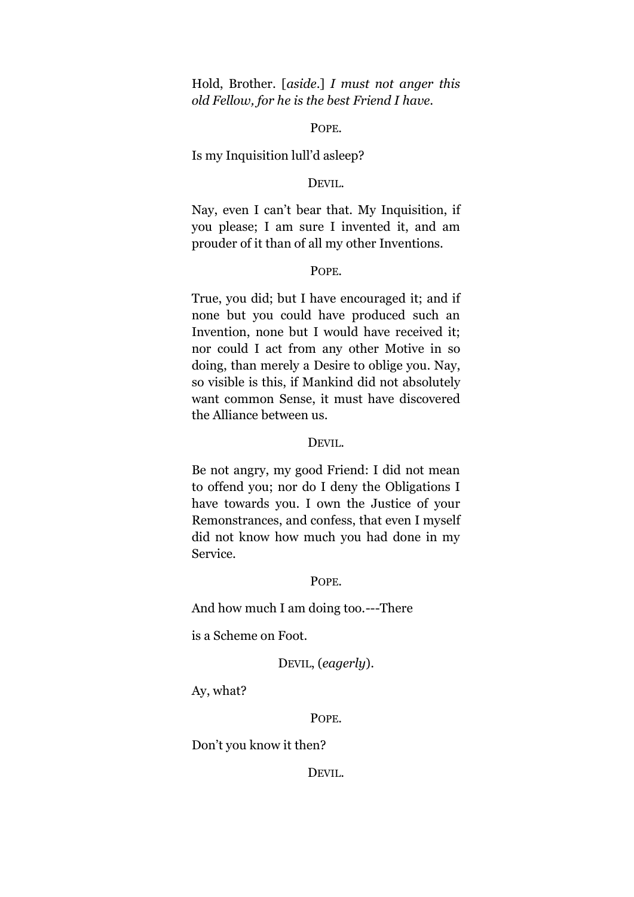Hold, Brother. [*aside*.] *I must not anger this old Fellow, for he is the best Friend I have.*

POPE.

Is my Inquisition lull'd asleep?

DEVIL.

Nay, even I can't bear that. My Inquisition, if you please; I am sure I invented it, and am prouder of it than of all my other Inventions.

POPE.

True, you did; but I have encouraged it; and if none but you could have produced such an Invention, none but I would have received it; nor could I act from any other Motive in so doing, than merely a Desire to oblige you. Nay, so visible is this, if Mankind did not absolutely want common Sense, it must have discovered the Alliance between us.

DEVIL.

Be not angry, my good Friend: I did not mean to offend you; nor do I deny the Obligations I have towards you. I own the Justice of your Remonstrances, and confess, that even I myself did not know how much you had done in my Service.

POPE.

And how much I am doing too.---There

is a Scheme on Foot.

DEVIL, (*eagerly*).

Ay, what?

POPE.

Don't you know it then?

DEVIL.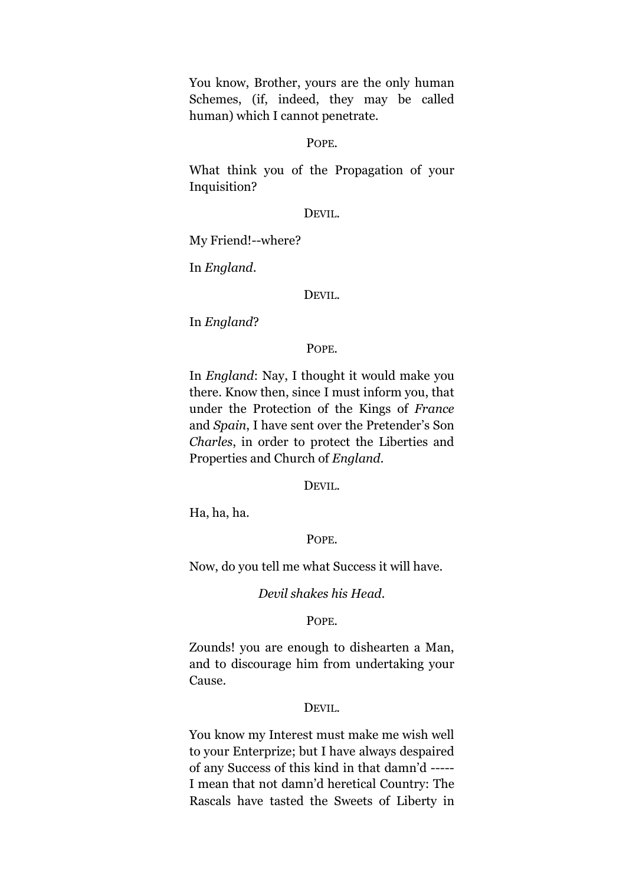You know, Brother, yours are the only human Schemes, (if, indeed, they may be called human) which I cannot penetrate.

POPE.

What think you of the Propagation of your Inquisition?

DEVIL.

My Friend!--where?

In *England*.

DEVIL.

In *England*?

POPE.

In *England*: Nay, I thought it would make you there. Know then, since I must inform you, that under the Protection of the Kings of *France* and *Spain*, I have sent over the Pretender's Son *Charles*, in order to protect the Liberties and Properties and Church of *England*.

DEVIL.

Ha, ha, ha.

POPE.

Now, do you tell me what Success it will have.

*Devil shakes his Head.*

POPE.

Zounds! you are enough to dishearten a Man, and to discourage him from undertaking your Cause.

DEVIL.

You know my Interest must make me wish well to your Enterprize; but I have always despaired of any Success of this kind in that damn'd ----- I mean that not damn'd heretical Country: The Rascals have tasted the Sweets of Liberty in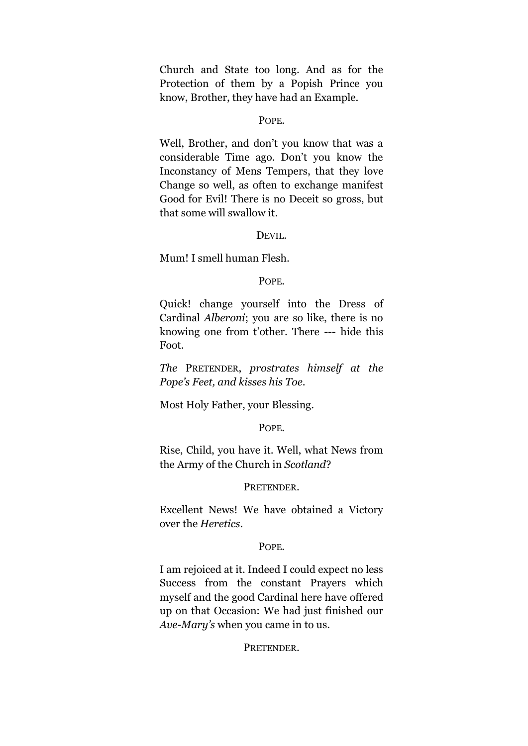Church and State too long. And as for the Protection of them by a Popish Prince you know, Brother, they have had an Example.

POPE.

Well, Brother, and don't you know that was a considerable Time ago. Don't you know the Inconstancy of Mens Tempers, that they love Change so well, as often to exchange manifest Good for Evil! There is no Deceit so gross, but that some will swallow it.

DEVIL.

Mum! I smell human Flesh.

POPE.

Quick! change yourself into the Dress of Cardinal *Alberoni*; you are so like, there is no knowing one from t'other. There --- hide this Foot.

*The* PRETENDER, *prostrates himself at the Pope's Feet, and kisses his Toe.*

Most Holy Father, your Blessing.

POPE.

Rise, Child, you have it. Well, what News from the Army of the Church in *Scotland*?

PRETENDER.

Excellent News! We have obtained a Victory over the *Heretics*.

POPE.

I am rejoiced at it. Indeed I could expect no less Success from the constant Prayers which myself and the good Cardinal here have offered up on that Occasion: We had just finished our *Ave-Mary's* when you came in to us.

PRETENDER.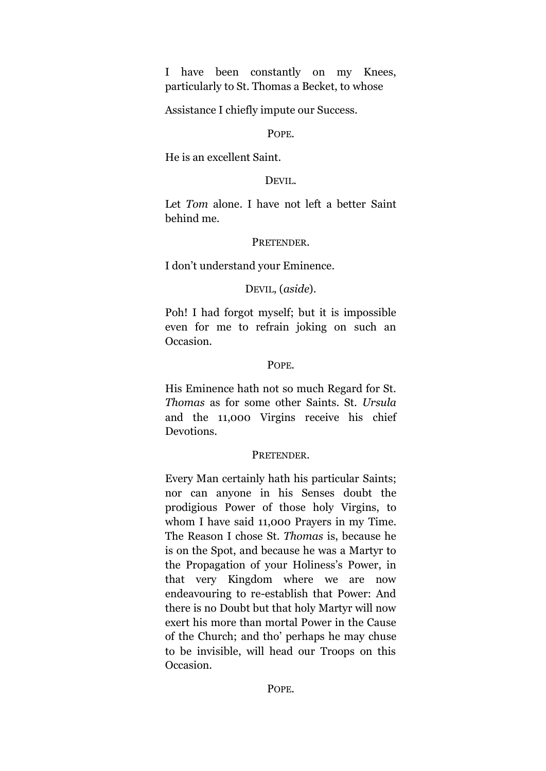I have been constantly on my Knees, particularly to St. Thomas a Becket, to whose

Assistance I chiefly impute our Success.

POPE.

He is an excellent Saint.

DEVIL.

Let *Tom* alone. I have not left a better Saint behind me.

PRETENDER.

I don't understand your Eminence.

DEVIL, (*aside*).

Poh! I had forgot myself; but it is impossible even for me to refrain joking on such an Occasion.

POPE.

His Eminence hath not so much Regard for St. *Thomas* as for some other Saints. St. *Ursula* and the 11,000 Virgins receive his chief Devotions.

PRETENDER.

Every Man certainly hath his particular Saints; nor can anyone in his Senses doubt the prodigious Power of those holy Virgins, to whom I have said 11,000 Prayers in my Time. The Reason I chose St. *Thomas* is, because he is on the Spot, and because he was a Martyr to the Propagation of your Holiness's Power, in that very Kingdom where we are now endeavouring to re-establish that Power: And there is no Doubt but that holy Martyr will now exert his more than mortal Power in the Cause of the Church; and tho' perhaps he may chuse to be invisible, will head our Troops on this Occasion.

POPE.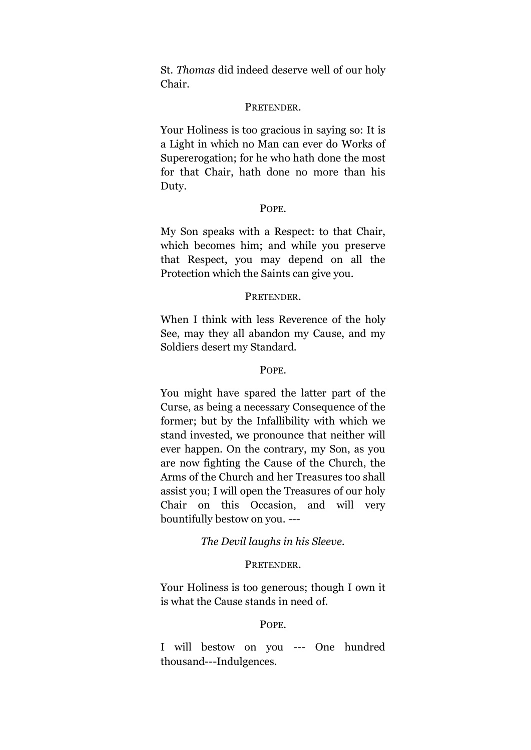St. *Thomas* did indeed deserve well of our holy Chair.

PRETENDER.

Your Holiness is too gracious in saying so: It is a Light in which no Man can ever do Works of Supererogation; for he who hath done the most for that Chair, hath done no more than his Duty.

POPE.

My Son speaks with a Respect: to that Chair, which becomes him; and while you preserve that Respect, you may depend on all the Protection which the Saints can give you.

PRETENDER.

When I think with less Reverence of the holy See, may they all abandon my Cause, and my Soldiers desert my Standard.

POPE.

You might have spared the latter part of the Curse, as being a necessary Consequence of the former; but by the Infallibility with which we stand invested, we pronounce that neither will ever happen. On the contrary, my Son, as you are now fighting the Cause of the Church, the Arms of the Church and her Treasures too shall assist you; I will open the Treasures of our holy Chair on this Occasion, and will very bountifully bestow on you. ---

*The Devil laughs in his Sleeve.*

PRETENDER.

Your Holiness is too generous; though I own it is what the Cause stands in need of.

POPE.

I will bestow on you --- One hundred thousand---Indulgences.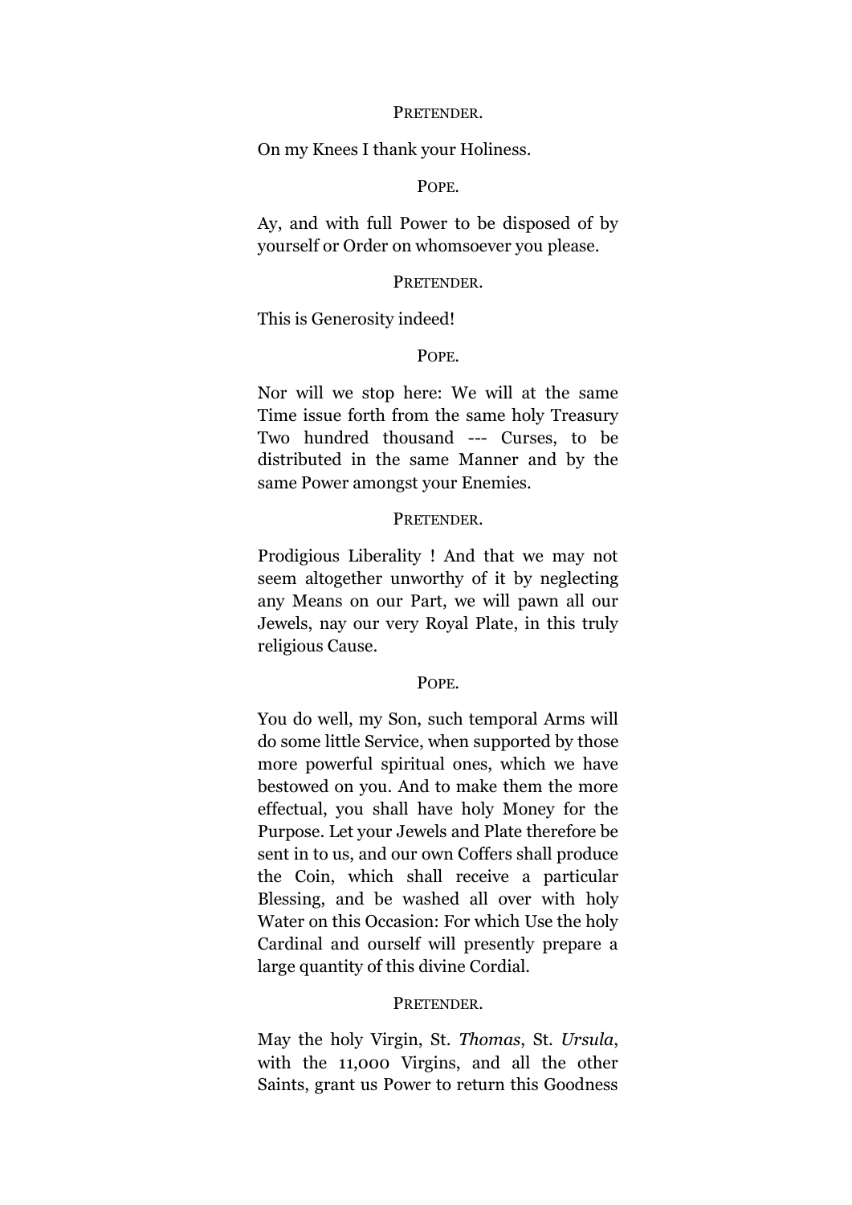PRETENDER.

On my Knees I thank your Holiness.

POPE.

Ay, and with full Power to be disposed of by yourself or Order on whomsoever you please.

PRETENDER.

This is Generosity indeed!

POPE.

Nor will we stop here: We will at the same Time issue forth from the same holy Treasury Two hundred thousand --- Curses, to be distributed in the same Manner and by the same Power amongst your Enemies.

PRETENDER.

Prodigious Liberality ! And that we may not seem altogether unworthy of it by neglecting any Means on our Part, we will pawn all our Jewels, nay our very Royal Plate, in this truly religious Cause.

POPE.

You do well, my Son, such temporal Arms will do some little Service, when supported by those more powerful spiritual ones, which we have bestowed on you. And to make them the more effectual, you shall have holy Money for the Purpose. Let your Jewels and Plate therefore be sent in to us, and our own Coffers shall produce the Coin, which shall receive a particular Blessing, and be washed all over with holy Water on this Occasion: For which Use the holy Cardinal and ourself will presently prepare a large quantity of this divine Cordial.

PRETENDER.

May the holy Virgin, St. *Thomas*, St. *Ursula*, with the 11,000 Virgins, and all the other Saints, grant us Power to return this Goodness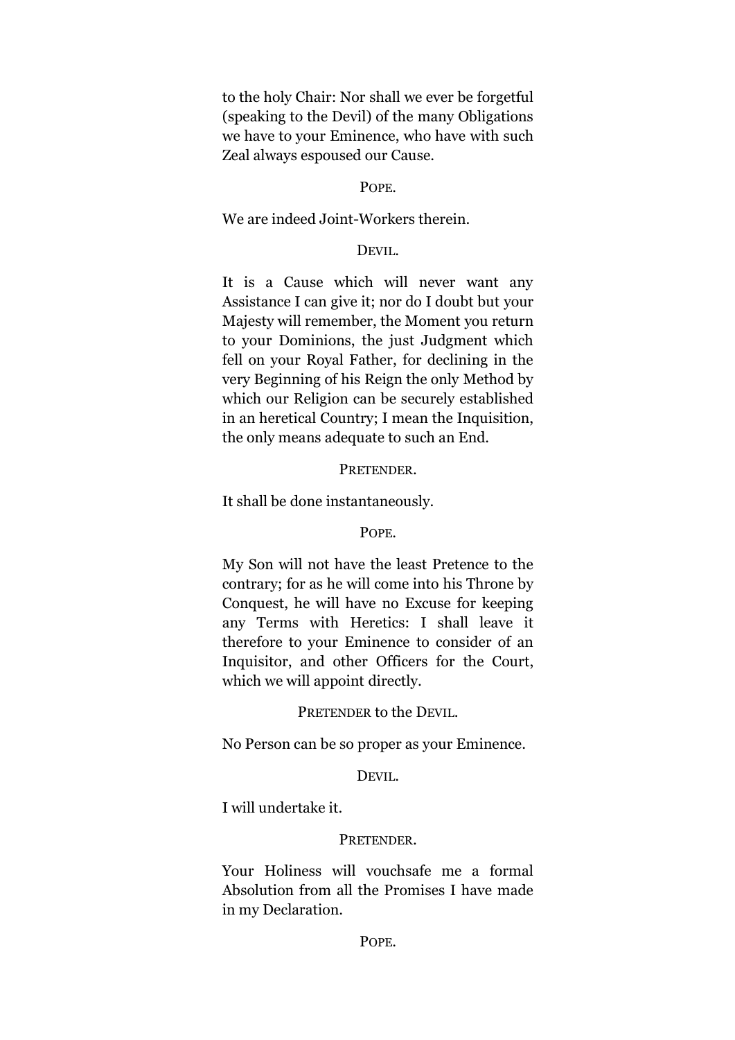to the holy Chair: Nor shall we ever be forgetful (speaking to the Devil) of the many Obligations we have to your Eminence, who have with such Zeal always espoused our Cause.

POPE.

We are indeed Joint-Workers therein.

DEVIL.

It is a Cause which will never want any Assistance I can give it; nor do I doubt but your Majesty will remember, the Moment you return to your Dominions, the just Judgment which fell on your Royal Father, for declining in the very Beginning of his Reign the only Method by which our Religion can be securely established in an heretical Country; I mean the Inquisition, the only means adequate to such an End.

PRETENDER.

It shall be done instantaneously.

POPE.

My Son will not have the least Pretence to the contrary; for as he will come into his Throne by Conquest, he will have no Excuse for keeping any Terms with Heretics: I shall leave it therefore to your Eminence to consider of an Inquisitor, and other Officers for the Court, which we will appoint directly.

PRETENDER to the DEVIL.

No Person can be so proper as your Eminence.

DEVIL.

I will undertake it.

PRETENDER.

Your Holiness will vouchsafe me a formal Absolution from all the Promises I have made in my Declaration.

POPE.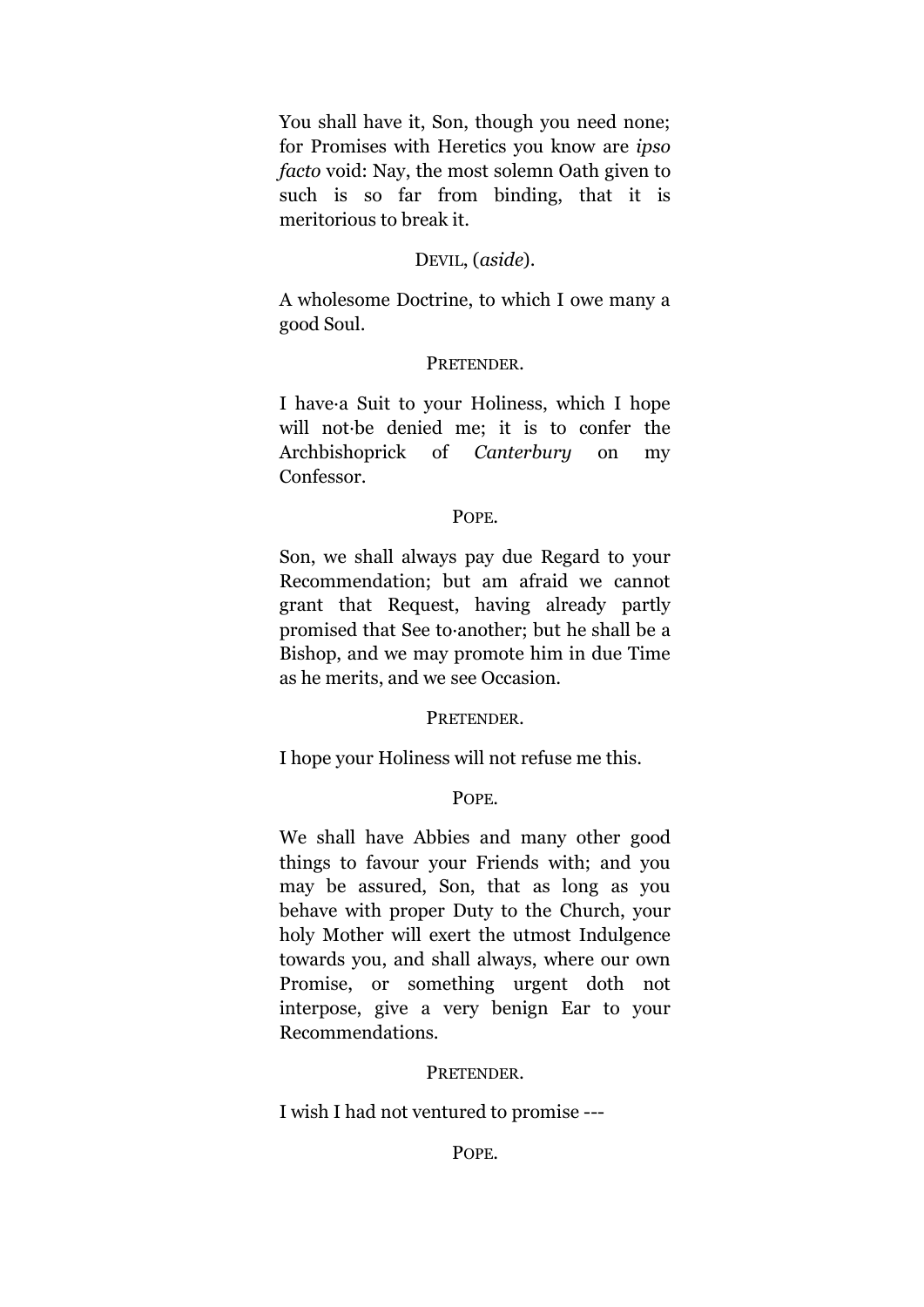You shall have it, Son, though you need none; for Promises with Heretics you know are *ipso facto* void: Nay, the most solemn Oath given to such is so far from binding, that it is meritorious to break it.

DEVIL, (*aside*).

A wholesome Doctrine, to which I owe many a good Soul.

PRETENDER.

I have·a Suit to your Holiness, which I hope will not·be denied me; it is to confer the Archbishoprick of *Canterbury* on my Confessor.

POPE.

Son, we shall always pay due Regard to your Recommendation; but am afraid we cannot grant that Request, having already partly promised that See to·another; but he shall be a Bishop, and we may promote him in due Time as he merits, and we see Occasion.

PRETENDER.

I hope your Holiness will not refuse me this.

POPE.

We shall have Abbies and many other good things to favour your Friends with; and you may be assured, Son, that as long as you behave with proper Duty to the Church, your holy Mother will exert the utmost Indulgence towards you, and shall always, where our own Promise, or something urgent doth not interpose, give a very benign Ear to your Recommendations.

PRETENDER.

I wish I had not ventured to promise ---

POPE.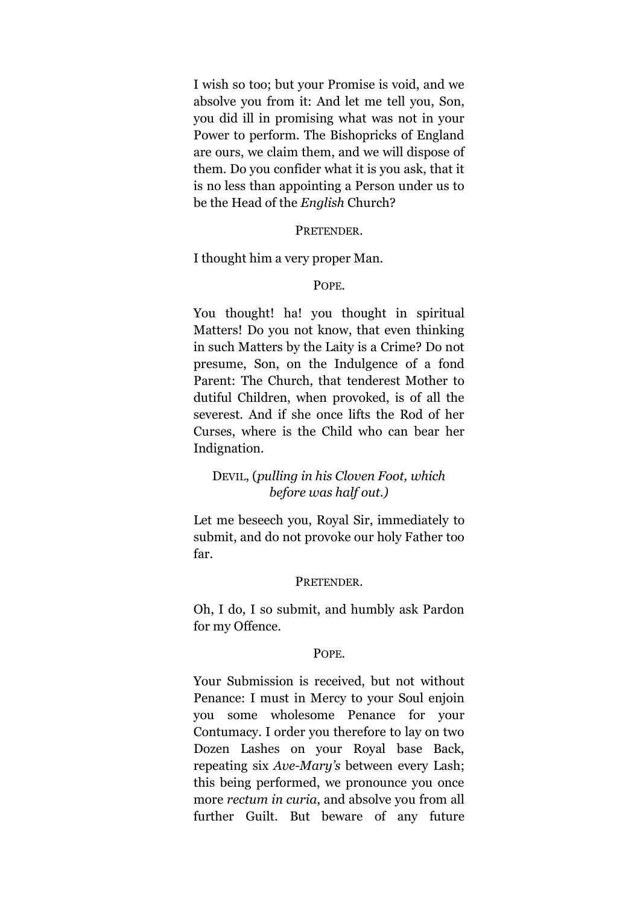I wish so too; but your Promise is void, and we absolve you from it: And let me tell you, Son, you did ill in promising what was not in your Power to perform. The Bishopricks of England are ours, we claim them, and we will dispose of them. Do you confider what it is you ask, that it is no less than appointing a Person under us to be the Head of the *English* Church?

PRETENDER.

I thought him a very proper Man.

POPE.

You thought! ha! you thought in spiritual Matters! Do you not know, that even thinking in such Matters by the Laity is a Crime? Do not presume, Son, on the Indulgence of a fond Parent: The Church, that tenderest Mother to dutiful Children, when provoked, is of all the severest. And if she once lifts the Rod of her Curses, where is the Child who can bear her Indignation.

DEVIL, (*pulling in his Cloven Foot, which before was half out.*)

Let me beseech you, Royal Sir, immediately to submit, and do not provoke our holy Father too far.

PRETENDER.

Oh, I do, I so submit, and humbly ask Pardon for my Offence.

POPE.

Your Submission is received, but not without Penance: I must in Mercy to your Soul enjoin you some wholesome Penance for your Contumacy. I order you therefore to lay on two Dozen Lashes on your Royal base Back, repeating six *Ave-Mary's* between every Lash; this being performed, we pronounce you once more *rectum in curia*, and absolve you from all further Guilt. But beware of any future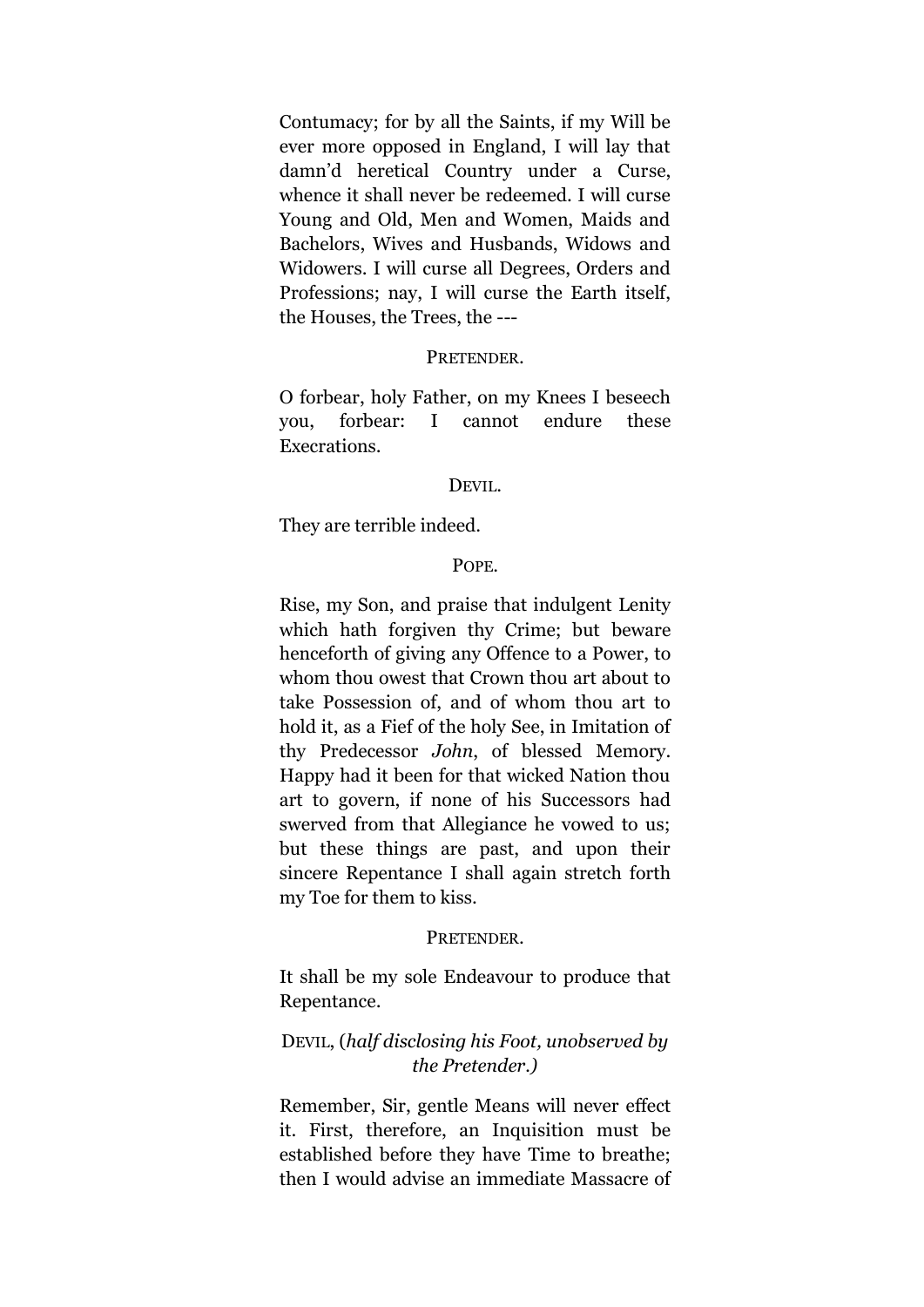Contumacy; for by all the Saints, if my Will be ever more opposed in England, I will lay that damn'd heretical Country under a Curse, whence it shall never be redeemed. I will curse Young and Old, Men and Women, Maids and Bachelors, Wives and Husbands, Widows and Widowers. I will curse all Degrees, Orders and Professions; nay, I will curse the Earth itself, the Houses, the Trees, the ---

PRETENDER.

O forbear, holy Father, on my Knees I beseech you, forbear: I cannot endure these Execrations.

DEVIL.

They are terrible indeed.

POPE.

Rise, my Son, and praise that indulgent Lenity which hath forgiven thy Crime; but beware henceforth of giving any Offence to a Power, to whom thou owest that Crown thou art about to take Possession of, and of whom thou art to hold it, as a Fief of the holy See, in Imitation of thy Predecessor *John*, of blessed Memory. Happy had it been for that wicked Nation thou art to govern, if none of his Successors had swerved from that Allegiance he vowed to us; but these things are past, and upon their sincere Repentance I shall again stretch forth my Toe for them to kiss.

PRETENDER.

It shall be my sole Endeavour to produce that Repentance.

DEVIL, (*half disclosing his Foot, unobserved by the Pretender.)*

Remember, Sir, gentle Means will never effect it. First, therefore, an Inquisition must be established before they have Time to breathe; then I would advise an immediate Massacre of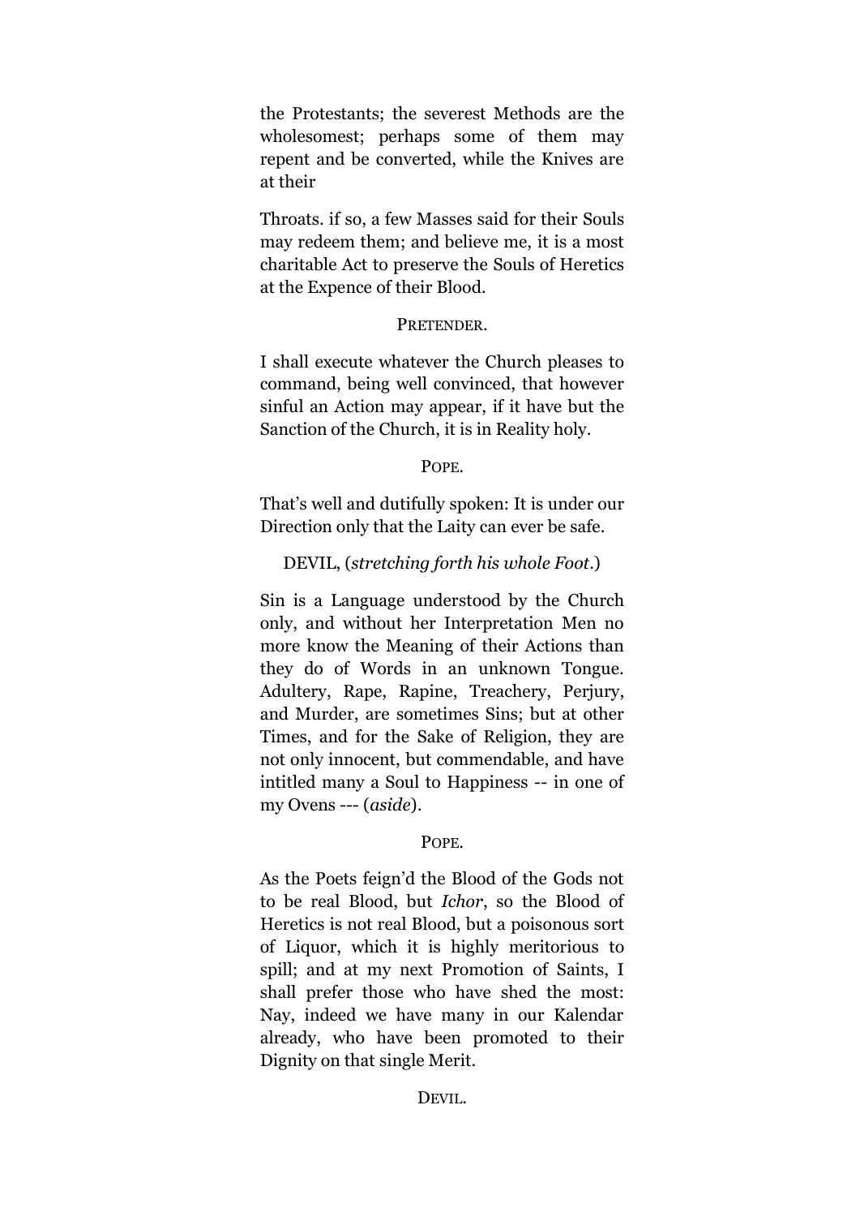the Protestants; the severest Methods are the wholesomest; perhaps some of them may repent and be converted, while the Knives are at their

Throats. if so, a few Masses said for their Souls may redeem them; and believe me, it is a most charitable Act to preserve the Souls of Heretics at the Expence of their Blood.

PRETENDER.

I shall execute whatever the Church pleases to command, being well convinced, that however sinful an Action may appear, if it have but the Sanction of the Church, it is in Reality holy.

POPE.

That's well and dutifully spoken: It is under our Direction only that the Laity can ever be safe.

DEVIL, (*stretching forth his whole Foot*.)

Sin is a Language understood by the Church only, and without her Interpretation Men no more know the Meaning of their Actions than they do of Words in an unknown Tongue. Adultery, Rape, Rapine, Treachery, Perjury, and Murder, are sometimes Sins; but at other Times, and for the Sake of Religion, they are not only innocent, but commendable, and have intitled many a Soul to Happiness -- in one of my Ovens --- (*aside*).

POPE.

As the Poets feign'd the Blood of the Gods not to be real Blood, but *Ichor*, so the Blood of Heretics is not real Blood, but a poisonous sort of Liquor, which it is highly meritorious to spill; and at my next Promotion of Saints, I shall prefer those who have shed the most: Nay, indeed we have many in our Kalendar already, who have been promoted to their Dignity on that single Merit.

DEVIL.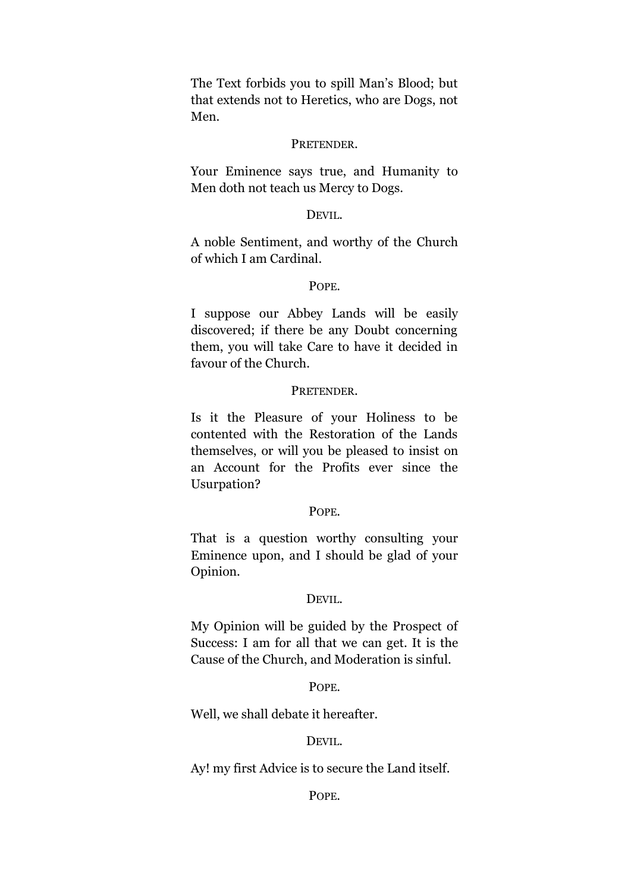The Text forbids you to spill Man's Blood; but that extends not to Heretics, who are Dogs, not Men.

PRETENDER.

Your Eminence says true, and Humanity to Men doth not teach us Mercy to Dogs.

DEVIL.

A noble Sentiment, and worthy of the Church of which I am Cardinal.

POPE.

I suppose our Abbey Lands will be easily discovered; if there be any Doubt concerning them, you will take Care to have it decided in favour of the Church.

PRETENDER.

Is it the Pleasure of your Holiness to be contented with the Restoration of the Lands themselves, or will you be pleased to insist on an Account for the Profits ever since the Usurpation?

POPE.

That is a question worthy consulting your Eminence upon, and I should be glad of your Opinion.

DEVIL.

My Opinion will be guided by the Prospect of Success: I am for all that we can get. It is the Cause of the Church, and Moderation is sinful.

POPE.

Well, we shall debate it hereafter.

DEVIL.

Ay! my first Advice is to secure the Land itself.

POPE.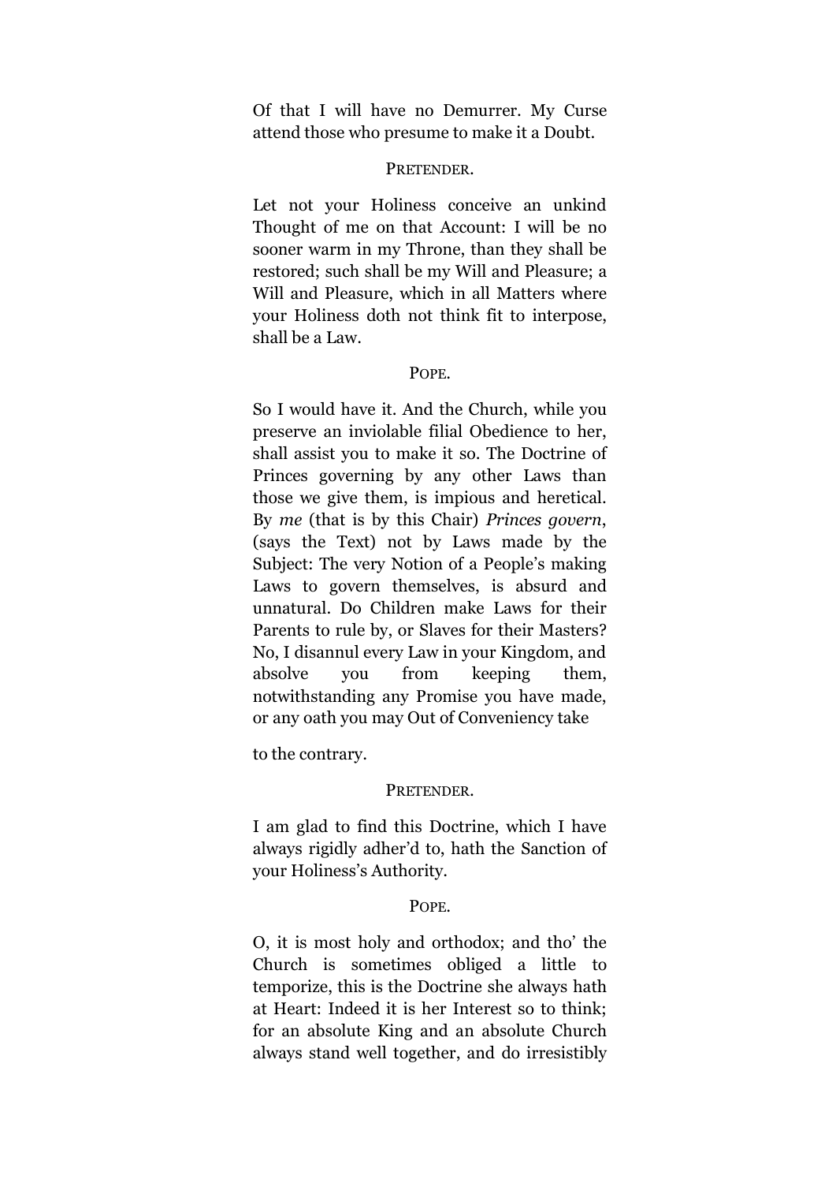Of that I will have no Demurrer. My Curse attend those who presume to make it a Doubt.

PRETENDER.

Let not your Holiness conceive an unkind Thought of me on that Account: I will be no sooner warm in my Throne, than they shall be restored; such shall be my Will and Pleasure; a Will and Pleasure, which in all Matters where your Holiness doth not think fit to interpose, shall be a Law.

POPE.

So I would have it. And the Church, while you preserve an inviolable filial Obedience to her, shall assist you to make it so. The Doctrine of Princes governing by any other Laws than those we give them, is impious and heretical. By *me* (that is by this Chair) *Princes govern*, (says the Text) not by Laws made by the Subject: The very Notion of a People's making Laws to govern themselves, is absurd and unnatural. Do Children make Laws for their Parents to rule by, or Slaves for their Masters? No, I disannul every Law in your Kingdom, and absolve you from keeping them, notwithstanding any Promise you have made, or any oath you may Out of Conveniency take to the contrary.

PRETENDER.

I am glad to find this Doctrine, which I have always rigidly adher'd to, hath the Sanction of your Holiness's Authority.

POPE.

O, it is most holy and orthodox; and tho' the Church is sometimes obliged a little to temporize, this is the Doctrine she always hath at Heart: Indeed it is her Interest so to think; for an absolute King and an absolute Church always stand well together, and do irresistibly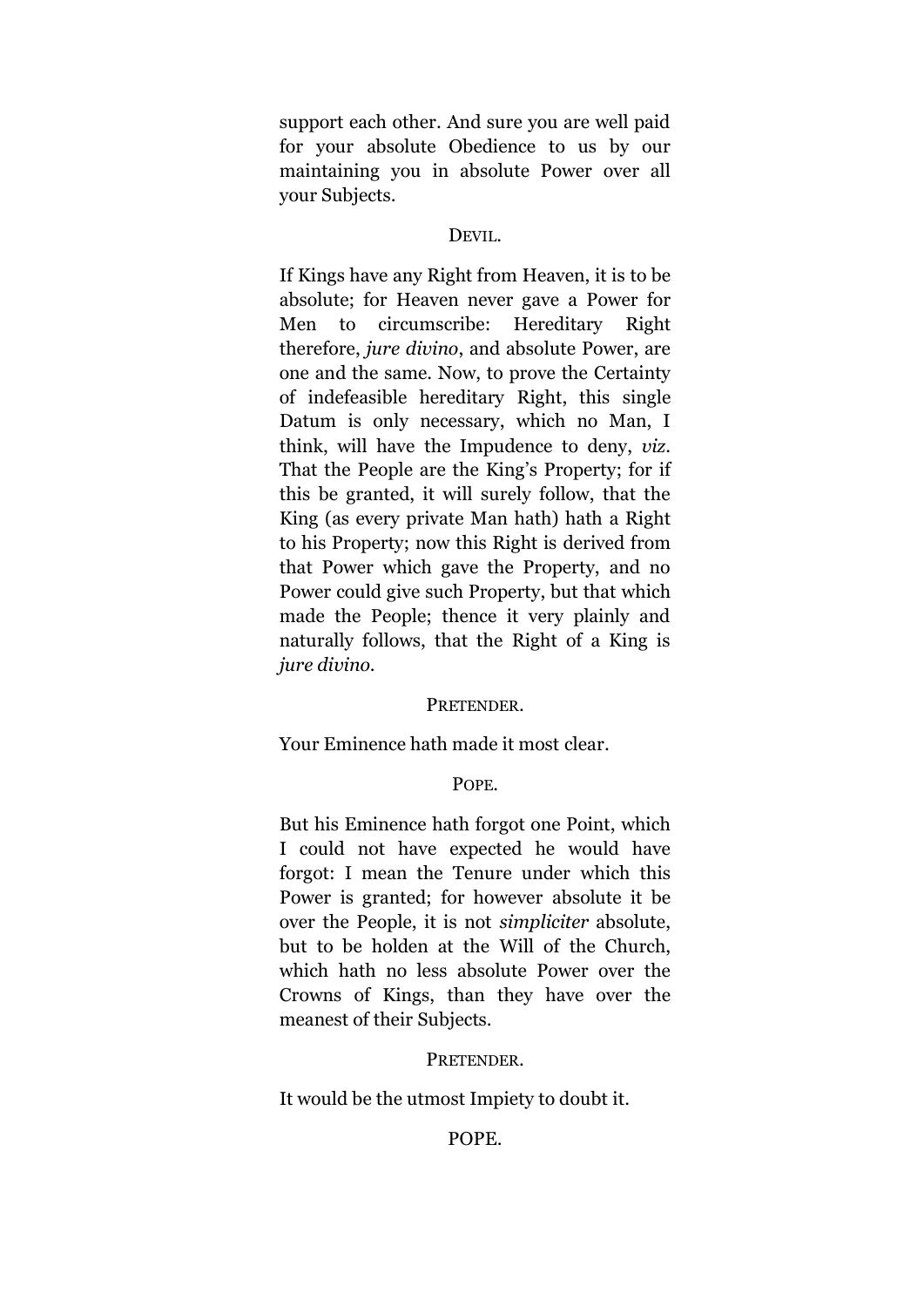support each other. And sure you are well paid for your absolute Obedience to us by our maintaining you in absolute Power over all your Subjects.

DEVIL.

If Kings have any Right from Heaven, it is to be absolute; for Heaven never gave a Power for Men to circumscribe: Hereditary Right therefore, *jure divino*, and absolute Power, are one and the same. Now, to prove the Certainty of indefeasible hereditary Right, this single Datum is only necessary, which no Man, I think, will have the Impudence to deny, *viz*. That the People are the King's Property; for if this be granted, it will surely follow, that the King (as every private Man hath) hath a Right to his Property; now this Right is derived from that Power which gave the Property, and no Power could give such Property, but that which made the People; thence it very plainly and naturally follows, that the Right of a King is *jure divino*.

PRETENDER.

Your Eminence hath made it most clear.

POPE.

But his Eminence hath forgot one Point, which I could not have expected he would have forgot: I mean the Tenure under which this Power is granted; for however absolute it be over the People, it is not *simpliciter* absolute, but to be holden at the Will of the Church, which hath no less absolute Power over the Crowns of Kings, than they have over the meanest of their Subjects.

PRETENDER.

It would be the utmost Impiety to doubt it.

POPE.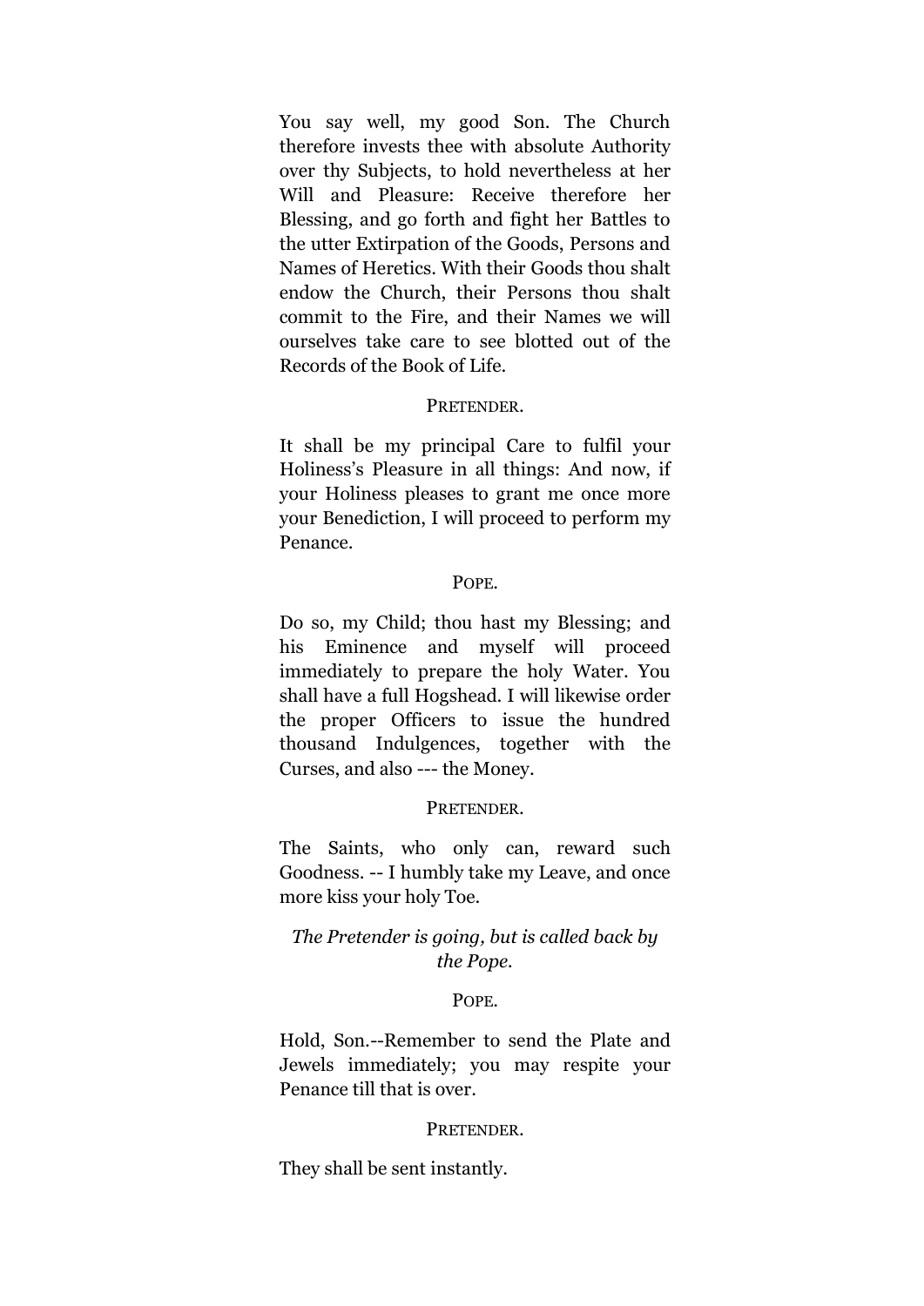You say well, my good Son. The Church therefore invests thee with absolute Authority over thy Subjects, to hold nevertheless at her Will and Pleasure: Receive therefore her Blessing, and go forth and fight her Battles to the utter Extirpation of the Goods, Persons and Names of Heretics. With their Goods thou shalt endow the Church, their Persons thou shalt commit to the Fire, and their Names we will ourselves take care to see blotted out of the Records of the Book of Life.

PRETENDER.

It shall be my principal Care to fulfil your Holiness's Pleasure in all things: And now, if your Holiness pleases to grant me once more your Benediction, I will proceed to perform my Penance.

POPE.

Do so, my Child; thou hast my Blessing; and his Eminence and myself will proceed immediately to prepare the holy Water. You shall have a full Hogshead. I will likewise order the proper Officers to issue the hundred thousand Indulgences, together with the Curses, and also --- the Money.

PRETENDER.

The Saints, who only can, reward such Goodness. -- I humbly take my Leave, and once more kiss your holy Toe.

*The Pretender is going, but is called back by the Pope.*

POPE.

Hold, Son.--Remember to send the Plate and Jewels immediately; you may respite your Penance till that is over.

PRETENDER.

They shall be sent instantly.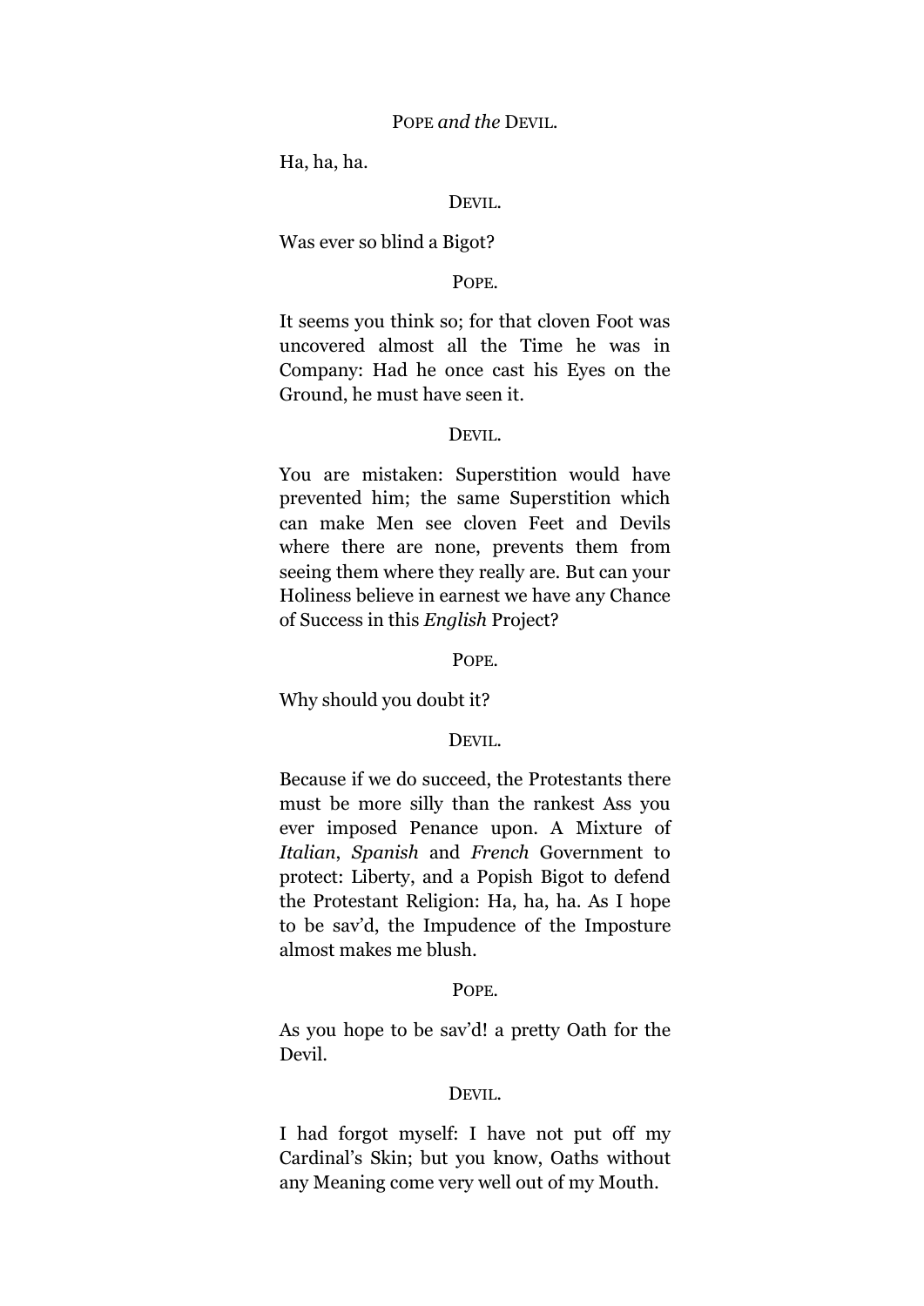POPE *and the* DEVIL.

Ha, ha, ha.

DEVIL.

Was ever so blind a Bigot?

POPE.

It seems you think so; for that cloven Foot was uncovered almost all the Time he was in Company: Had he once cast his Eyes on the Ground, he must have seen it.

DEVIL.

You are mistaken: Superstition would have prevented him; the same Superstition which can make Men see cloven Feet and Devils where there are none, prevents them from seeing them where they really are. But can your Holiness believe in earnest we have any Chance of Success in this *English* Project?

POPE.

Why should you doubt it?

DEVIL.

Because if we do succeed, the Protestants there must be more silly than the rankest Ass you ever imposed Penance upon. A Mixture of *Italian*, *Spanish* and *French* Government to protect: Liberty, and a Popish Bigot to defend the Protestant Religion: Ha, ha, ha. As I hope to be sav'd, the Impudence of the Imposture almost makes me blush.

POPE.

As you hope to be sav'd! a pretty Oath for the Devil.

DEVIL.

I had forgot myself: I have not put off my Cardinal's Skin; but you know, Oaths without any Meaning come very well out of my Mouth.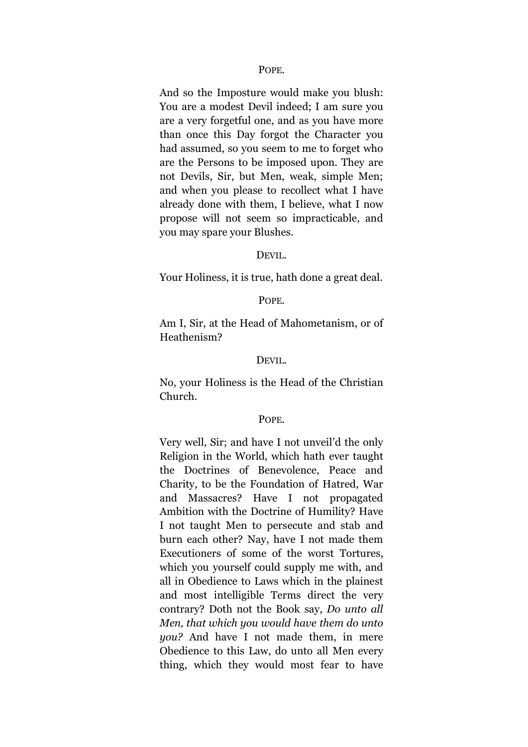POPE.

And so the Imposture would make you blush: You are a modest Devil indeed; I am sure you are a very forgetful one, and as you have more than once this Day forgot the Character you had assumed, so you seem to me to forget who are the Persons to be imposed upon. They are not Devils, Sir, but Men, weak, simple Men; and when you please to recollect what I have already done with them, I believe, what I now propose will not seem so impracticable, and you may spare your Blushes.

DEVIL.

Your Holiness, it is true, hath done a great deal.

POPE.

Am I, Sir, at the Head of Mahometanism, or of Heathenism?

DEVIL.

No, your Holiness is the Head of the Christian Church.

POPE.

Very well, Sir; and have I not unveil'd the only Religion in the World, which hath ever taught the Doctrines of Benevolence, Peace and Charity, to be the Foundation of Hatred, War and Massacres? Have I not propagated Ambition with the Doctrine of Humility? Have I not taught Men to persecute and stab and burn each other? Nay, have I not made them Executioners of some of the worst Tortures, which you yourself could supply me with, and all in Obedience to Laws which in the plainest and most intelligible Terms direct the very contrary? Doth not the Book say, *Do unto all Men, that which you would have them do unto you?* And have I not made them, in mere Obedience to this Law, do unto all Men every thing, which they would most fear to have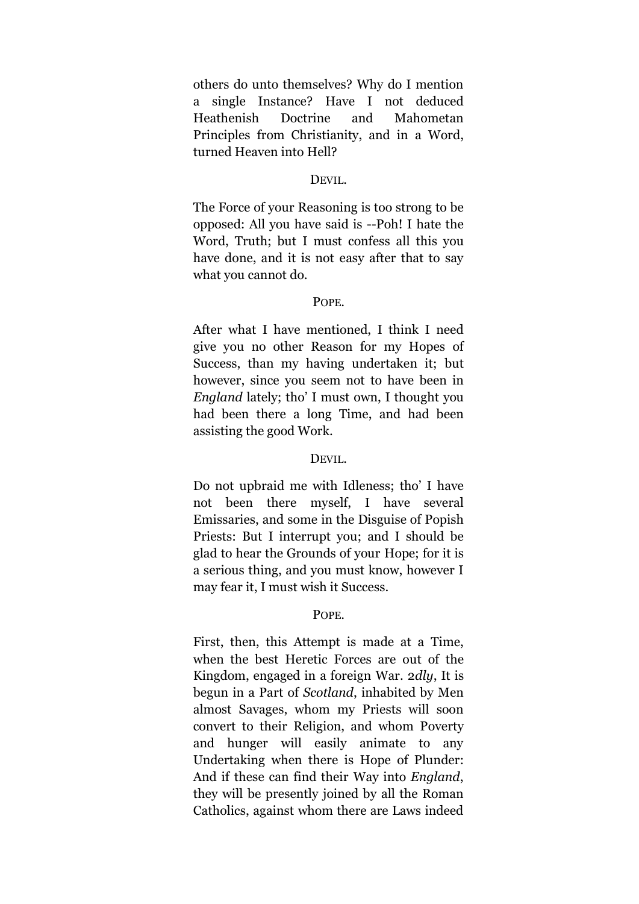others do unto themselves? Why do I mention a single Instance? Have I not deduced Heathenish Doctrine and Mahometan Principles from Christianity, and in a Word, turned Heaven into Hell?

DEVIL.

The Force of your Reasoning is too strong to be opposed: All you have said is --Poh! I hate the Word, Truth; but I must confess all this you have done, and it is not easy after that to say what you cannot do.

POPE.

After what I have mentioned, I think I need give you no other Reason for my Hopes of Success, than my having undertaken it; but however, since you seem not to have been in *England* lately; tho' I must own, I thought you had been there a long Time, and had been assisting the good Work.

DEVIL.

Do not upbraid me with Idleness; tho' I have not been there myself, I have several Emissaries, and some in the Disguise of Popish Priests: But I interrupt you; and I should be glad to hear the Grounds of your Hope; for it is a serious thing, and you must know, however I may fear it, I must wish it Success.

POPE.

First, then, this Attempt is made at a Time, when the best Heretic Forces are out of the Kingdom, engaged in a foreign War. 2*dly*, It is begun in a Part of *Scotland*, inhabited by Men almost Savages, whom my Priests will soon convert to their Religion, and whom Poverty and hunger will easily animate to any Undertaking when there is Hope of Plunder: And if these can find their Way into *England*, they will be presently joined by all the Roman Catholics, against whom there are Laws indeed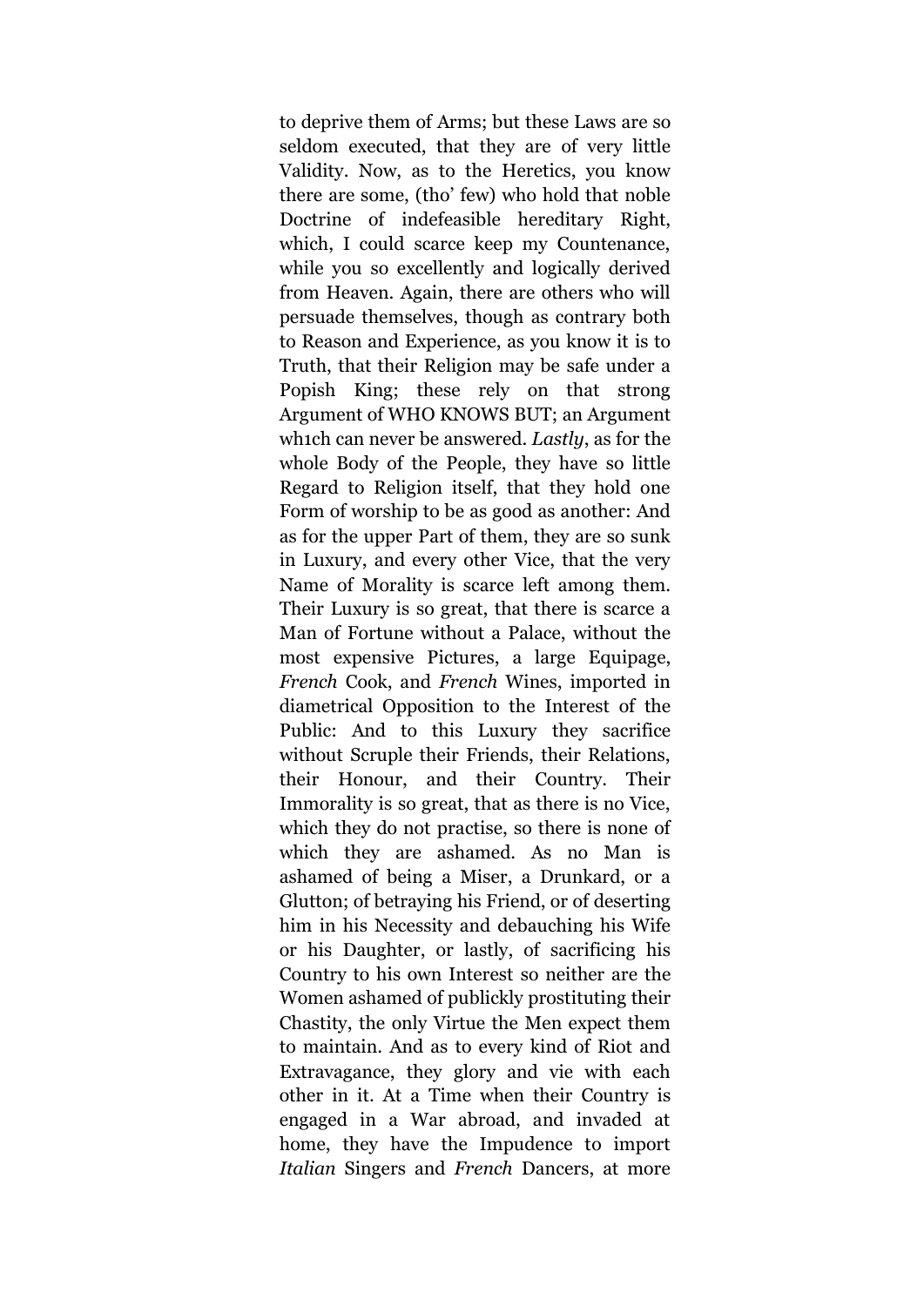to deprive them of Arms; but these Laws are so seldom executed, that they are of very little Validity. Now, as to the Heretics, you know there are some, (tho' few) who hold that noble Doctrine of indefeasible hereditary Right, which, I could scarce keep my Countenance, while you so excellently and logically derived from Heaven. Again, there are others who will persuade themselves, though as contrary both to Reason and Experience, as you know it is to Truth, that their Religion may be safe under a Popish King; these rely on that strong Argument of WHO KNOWS BUT; an Argument wh1ch can never be answered. *Lastly*, as for the whole Body of the People, they have so little Regard to Religion itself, that they hold one Form of worship to be as good as another: And as for the upper Part of them, they are so sunk in Luxury, and every other Vice, that the very Name of Morality is scarce left among them. Their Luxury is so great, that there is scarce a Man of Fortune without a Palace, without the most expensive Pictures, a large Equipage, *French* Cook, and *French* Wines, imported in diametrical Opposition to the Interest of the Public: And to this Luxury they sacrifice without Scruple their Friends, their Relations, their Honour, and their Country. Their Immorality is so great, that as there is no Vice, which they do not practise, so there is none of which they are ashamed. As no Man is ashamed of being a Miser, a Drunkard, or a Glutton; of betraying his Friend, or of deserting him in his Necessity and debauching his Wife or his Daughter, or lastly, of sacrificing his Country to his own Interest so neither are the Women ashamed of publickly prostituting their Chastity, the only Virtue the Men expect them to maintain. And as to every kind of Riot and Extravagance, they glory and vie with each other in it. At a Time when their Country is engaged in a War abroad, and invaded at home, they have the Impudence to import *Italian* Singers and *French* Dancers, at more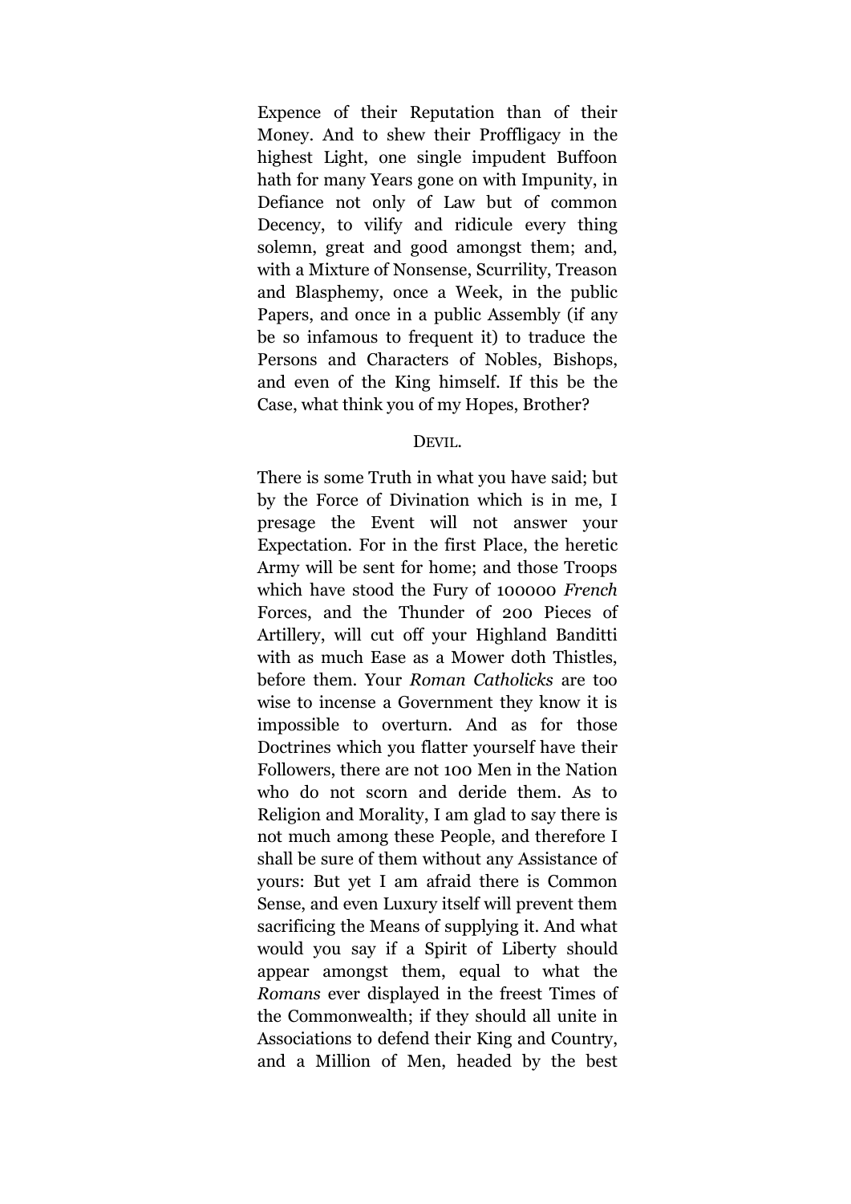Expence of their Reputation than of their Money. And to shew their Proffligacy in the highest Light, one single impudent Buffoon hath for many Years gone on with Impunity, in Defiance not only of Law but of common Decency, to vilify and ridicule every thing solemn, great and good amongst them; and, with a Mixture of Nonsense, Scurrility, Treason and Blasphemy, once a Week, in the public Papers, and once in a public Assembly (if any be so infamous to frequent it) to traduce the Persons and Characters of Nobles, Bishops, and even of the King himself. If this be the Case, what think you of my Hopes, Brother?

DEVIL.

There is some Truth in what you have said; but by the Force of Divination which is in me, I presage the Event will not answer your Expectation. For in the first Place, the heretic Army will be sent for home; and those Troops which have stood the Fury of 100000 *French* Forces, and the Thunder of 200 Pieces of Artillery, will cut off your Highland Banditti with as much Ease as a Mower doth Thistles, before them. Your *Roman Catholicks* are too wise to incense a Government they know it is impossible to overturn. And as for those Doctrines which you flatter yourself have their Followers, there are not 100 Men in the Nation who do not scorn and deride them. As to Religion and Morality, I am glad to say there is not much among these People, and therefore I shall be sure of them without any Assistance of yours: But yet I am afraid there is Common Sense, and even Luxury itself will prevent them sacrificing the Means of supplying it. And what would you say if a Spirit of Liberty should appear amongst them, equal to what the *Romans* ever displayed in the freest Times of the Commonwealth; if they should all unite in Associations to defend their King and Country, and a Million of Men, headed by the best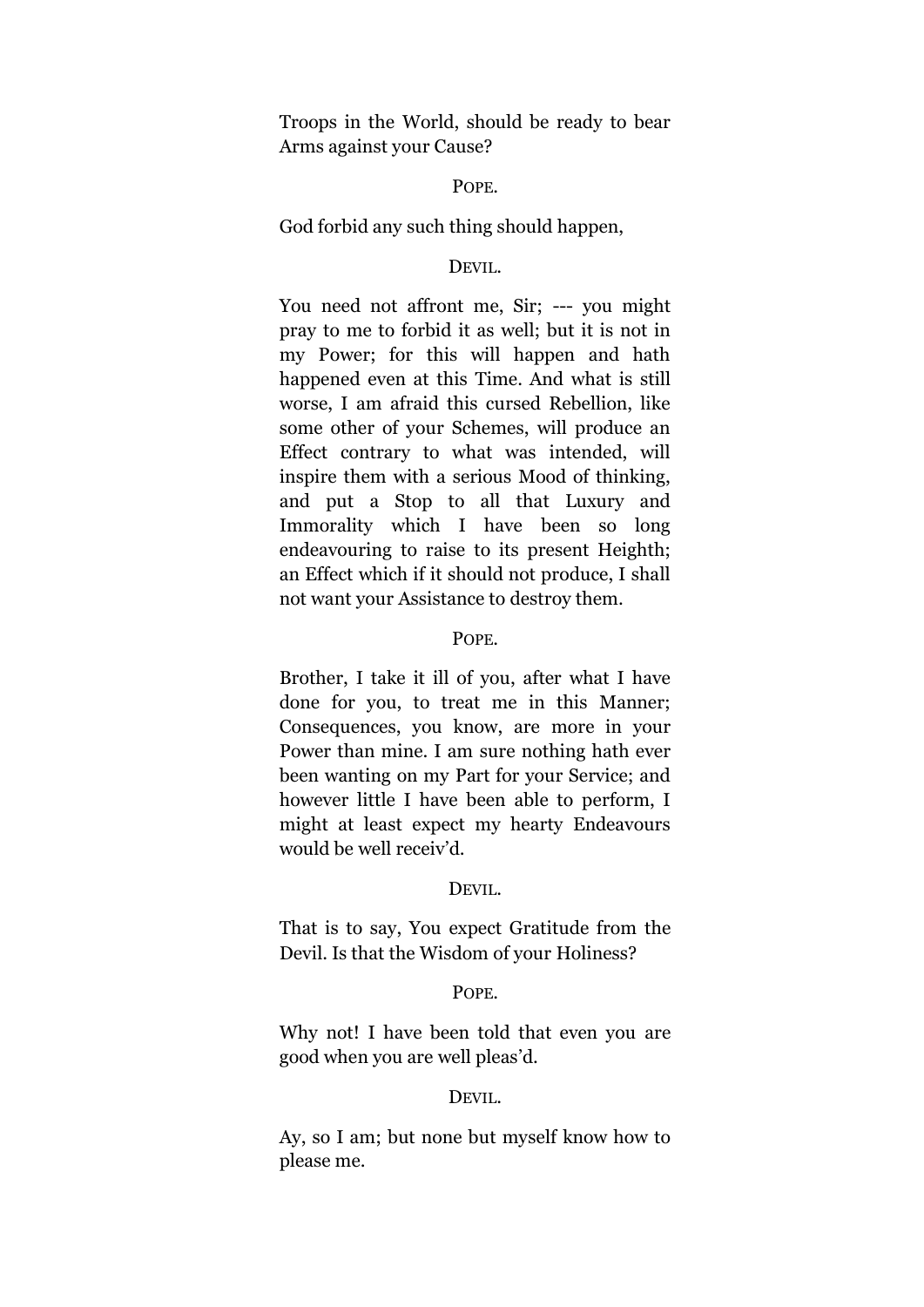Troops in the World, should be ready to bear Arms against your Cause?

POPE.

God forbid any such thing should happen,

DEVIL.

You need not affront me, Sir; --- you might pray to me to forbid it as well; but it is not in my Power; for this will happen and hath happened even at this Time. And what is still worse, I am afraid this cursed Rebellion, like some other of your Schemes, will produce an Effect contrary to what was intended, will inspire them with a serious Mood of thinking, and put a Stop to all that Luxury and Immorality which I have been so long endeavouring to raise to its present Heighth; an Effect which if it should not produce, I shall not want your Assistance to destroy them.

POPE.

Brother, I take it ill of you, after what I have done for you, to treat me in this Manner; Consequences, you know, are more in your Power than mine. I am sure nothing hath ever been wanting on my Part for your Service; and however little I have been able to perform, I might at least expect my hearty Endeavours would be well receiv'd.

DEVIL.

That is to say, You expect Gratitude from the Devil. Is that the Wisdom of your Holiness?

POPE.

Why not! I have been told that even you are good when you are well pleas'd.

DEVIL.

Ay, so I am; but none but myself know how to please me.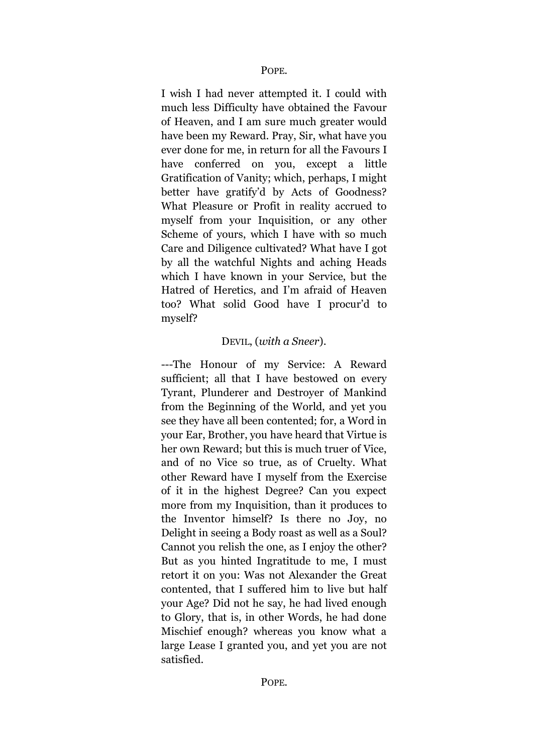POPE.

I wish I had never attempted it. I could with much less Difficulty have obtained the Favour of Heaven, and I am sure much greater would have been my Reward. Pray, Sir, what have you ever done for me, in return for all the Favours I have conferred on you, except a little Gratification of Vanity; which, perhaps, I might better have gratify'd by Acts of Goodness? What Pleasure or Profit in reality accrued to myself from your Inquisition, or any other Scheme of yours, which I have with so much Care and Diligence cultivated? What have I got by all the watchful Nights and aching Heads which I have known in your Service, but the Hatred of Heretics, and I'm afraid of Heaven too? What solid Good have I procur'd to myself?

DEVIL, (*with a Sneer*).

---The Honour of my Service: A Reward sufficient; all that I have bestowed on every Tyrant, Plunderer and Destroyer of Mankind from the Beginning of the World, and yet you see they have all been contented; for, a Word in your Ear, Brother, you have heard that Virtue is her own Reward; but this is much truer of Vice, and of no Vice so true, as of Cruelty. What other Reward have I myself from the Exercise of it in the highest Degree? Can you expect more from my Inquisition, than it produces to the Inventor himself? Is there no Joy, no Delight in seeing a Body roast as well as a Soul? Cannot you relish the one, as I enjoy the other? But as you hinted Ingratitude to me, I must retort it on you: Was not Alexander the Great contented, that I suffered him to live but half your Age? Did not he say, he had lived enough to Glory, that is, in other Words, he had done Mischief enough? whereas you know what a large Lease I granted you, and yet you are not satisfied.

POPE.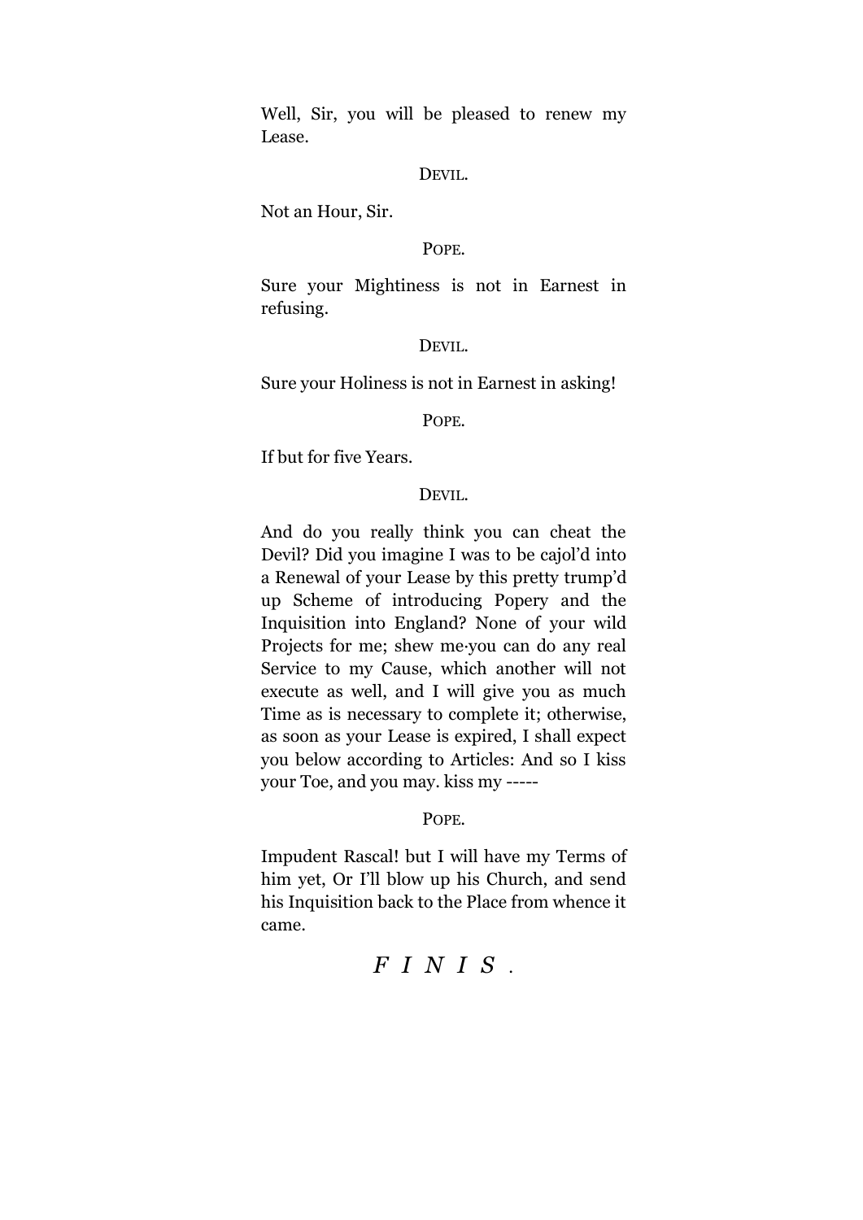Well, Sir, you will be pleased to renew my Lease.

DEVIL.

Not an Hour, Sir.

POPE.

Sure your Mightiness is not in Earnest in refusing.

DEVIL.

Sure your Holiness is not in Earnest in asking!

POPE.

If but for five Years.

DEVIL.

And do you really think you can cheat the Devil? Did you imagine I was to be cajol'd into a Renewal of your Lease by this pretty trump'd up Scheme of introducing Popery and the Inquisition into England? None of your wild Projects for me; shew me·you can do any real Service to my Cause, which another will not execute as well, and I will give you as much Time as is necessary to complete it; otherwise, as soon as your Lease is expired, I shall expect you below according to Articles: And so I kiss your Toe, and you may. kiss my -----

POPE.

Impudent Rascal! but I will have my Terms of him yet, Or I'll blow up his Church, and send his Inquisition back to the Place from whence it came.

*FINIS.*